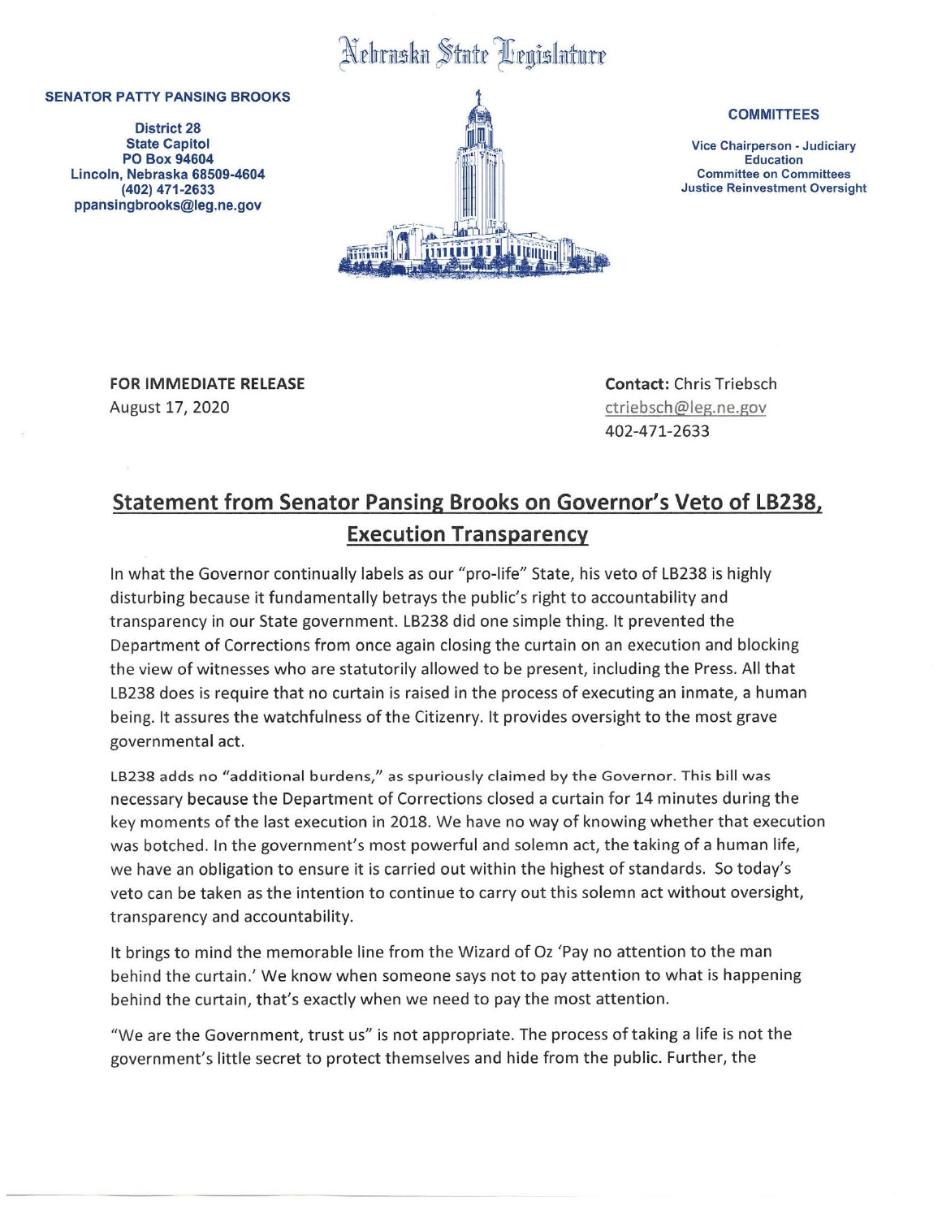Nebraska State Legislature

**SENATOR PATTY PANSING BROOKS**

**District 28**
**State Capitol**
**PO Box 94604**
**Lincoln, Nebraska 68509-4604**
**(402) 471-2633**
**ppansingbrooks@leg.ne.gov**

**COMMITTEES**

**Vice Chairperson - Judiciary**
**Education**
**Committee on Committees**
**Justice Reinvestment Oversight**

**FOR IMMEDIATE RELEASE**
August 17, 2020

**Contact:** Chris Triebsch
ctriebsch@leg.ne.gov
402-471-2633

## Statement from Senator Pansing Brooks on Governor's Veto of LB238, Execution Transparency

In what the Governor continually labels as our "pro-life" State, his veto of LB238 is highly disturbing because it fundamentally betrays the public's right to accountability and transparency in our State government. LB238 did one simple thing. It prevented the Department of Corrections from once again closing the curtain on an execution and blocking the view of witnesses who are statutorily allowed to be present, including the Press. All that LB238 does is require that no curtain is raised in the process of executing an inmate, a human being. It assures the watchfulness of the Citizenry. It provides oversight to the most grave governmental act.

LB238 adds no "additional burdens," as spuriously claimed by the Governor. This bill was necessary because the Department of Corrections closed a curtain for 14 minutes during the key moments of the last execution in 2018. We have no way of knowing whether that execution was botched. In the government's most powerful and solemn act, the taking of a human life, we have an obligation to ensure it is carried out within the highest of standards. So today's veto can be taken as the intention to continue to carry out this solemn act without oversight, transparency and accountability.

It brings to mind the memorable line from the Wizard of Oz 'Pay no attention to the man behind the curtain.' We know when someone says not to pay attention to what is happening behind the curtain, that's exactly when we need to pay the most attention.

"We are the Government, trust us" is not appropriate. The process of taking a life is not the government's little secret to protect themselves and hide from the public. Further, the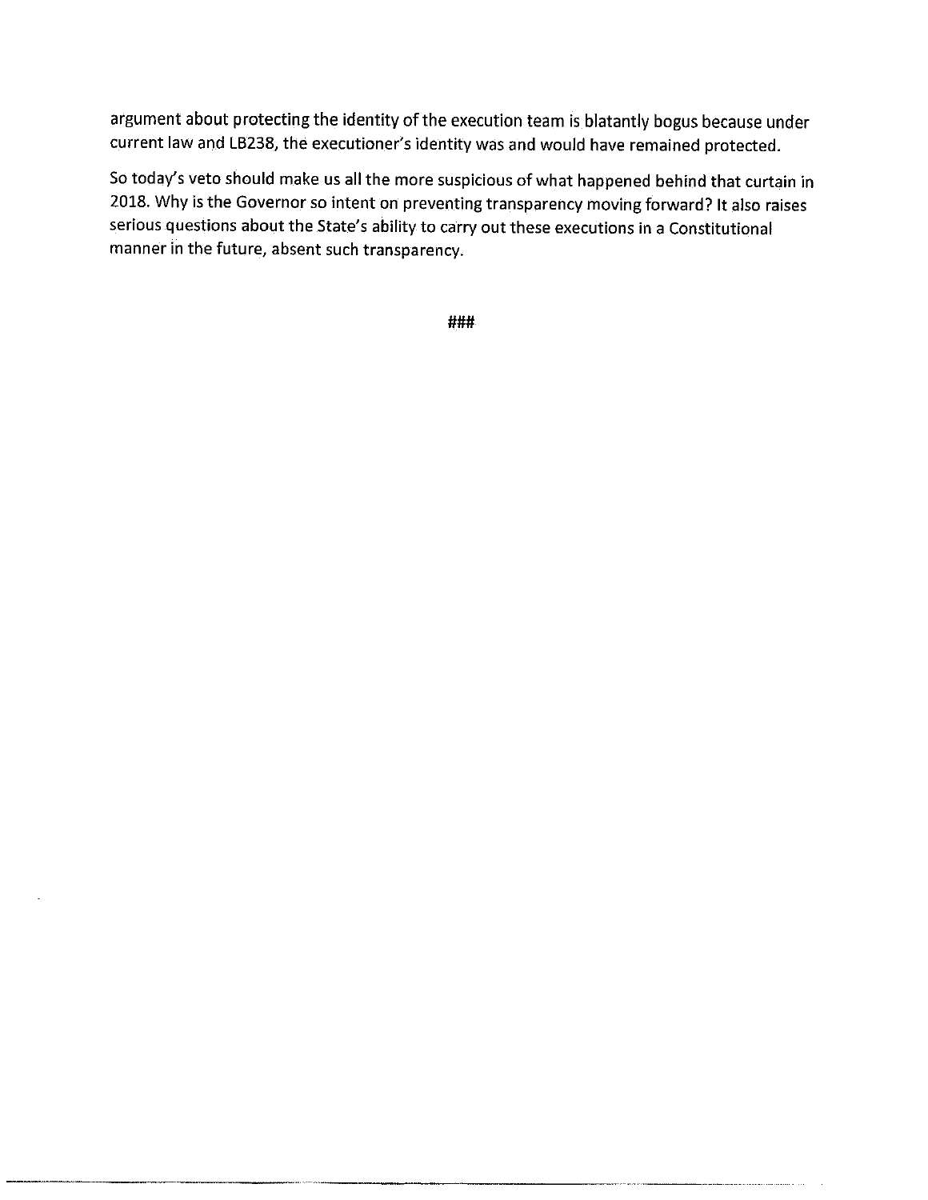argument about protecting the identity of the execution team is blatantly bogus because under current law and LB238, the executioner's identity was and would have remained protected.

So today's veto should make us all the more suspicious of what happened behind that curtain in 2018. Why is the Governor so intent on preventing transparency moving forward? It also raises serious questions about the State's ability to carry out these executions in a Constitutional manner in the future, absent such transparency.

###